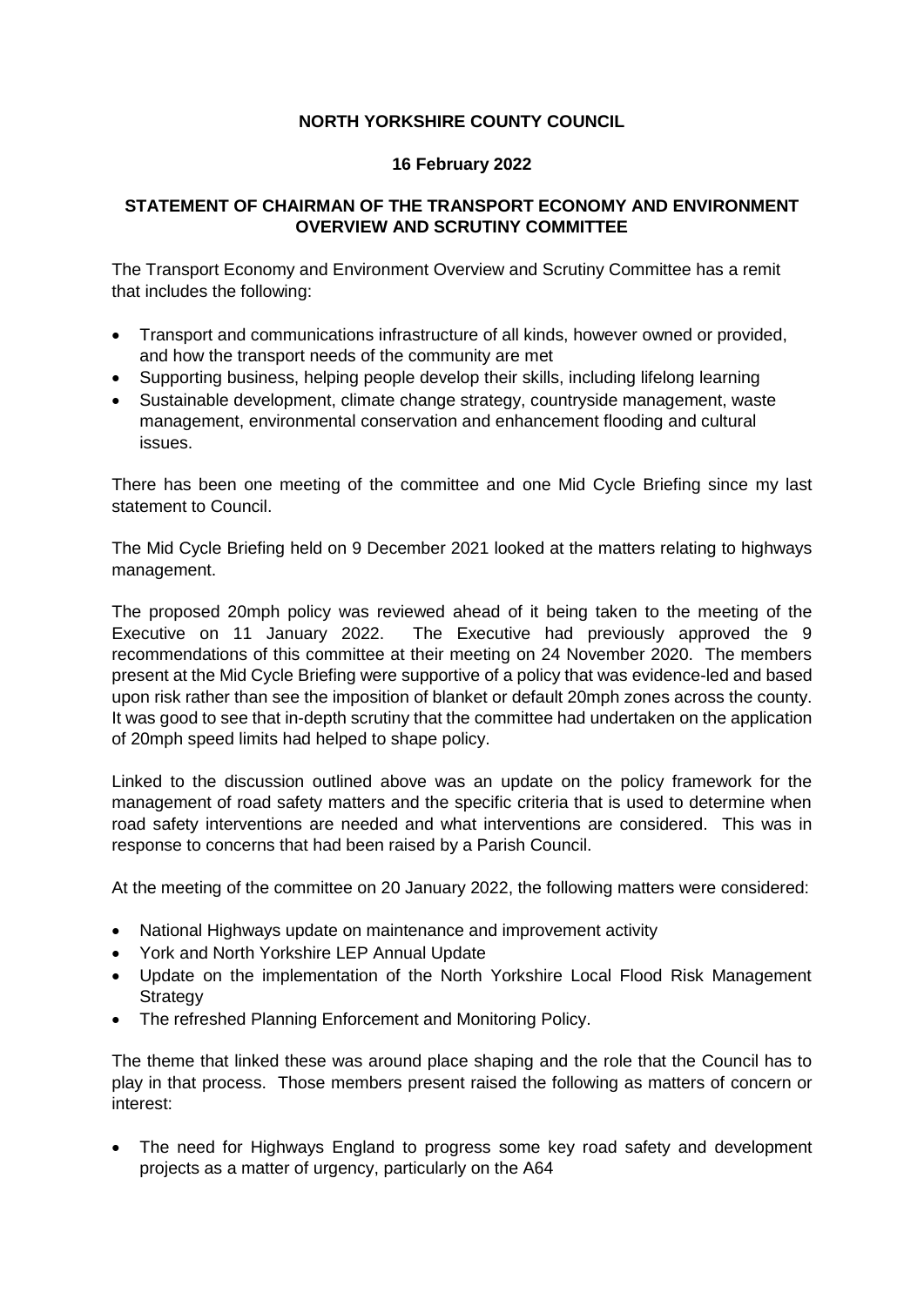**NORTH YORKSHIRE COUNTY COUNCIL**

**16 February 2022**

**STATEMENT OF CHAIRMAN OF THE TRANSPORT ECONOMY AND ENVIRONMENT OVERVIEW AND SCRUTINY COMMITTEE**

The Transport Economy and Environment Overview and Scrutiny Committee has a remit that includes the following:

- Transport and communications infrastructure of all kinds, however owned or provided, and how the transport needs of the community are met
- Supporting business, helping people develop their skills, including lifelong learning
- Sustainable development, climate change strategy, countryside management, waste management, environmental conservation and enhancement flooding and cultural issues.

There has been one meeting of the committee and one Mid Cycle Briefing since my last statement to Council.

The Mid Cycle Briefing held on 9 December 2021 looked at the matters relating to highways management.

The proposed 20mph policy was reviewed ahead of it being taken to the meeting of the Executive on 11 January 2022. The Executive had previously approved the 9 recommendations of this committee at their meeting on 24 November 2020. The members present at the Mid Cycle Briefing were supportive of a policy that was evidence-led and based upon risk rather than see the imposition of blanket or default 20mph zones across the county. It was good to see that in-depth scrutiny that the committee had undertaken on the application of 20mph speed limits had helped to shape policy.

Linked to the discussion outlined above was an update on the policy framework for the management of road safety matters and the specific criteria that is used to determine when road safety interventions are needed and what interventions are considered. This was in response to concerns that had been raised by a Parish Council.

At the meeting of the committee on 20 January 2022, the following matters were considered:

- National Highways update on maintenance and improvement activity
- York and North Yorkshire LEP Annual Update
- Update on the implementation of the North Yorkshire Local Flood Risk Management Strategy
- The refreshed Planning Enforcement and Monitoring Policy.

The theme that linked these was around place shaping and the role that the Council has to play in that process. Those members present raised the following as matters of concern or interest:

- The need for Highways England to progress some key road safety and development projects as a matter of urgency, particularly on the A64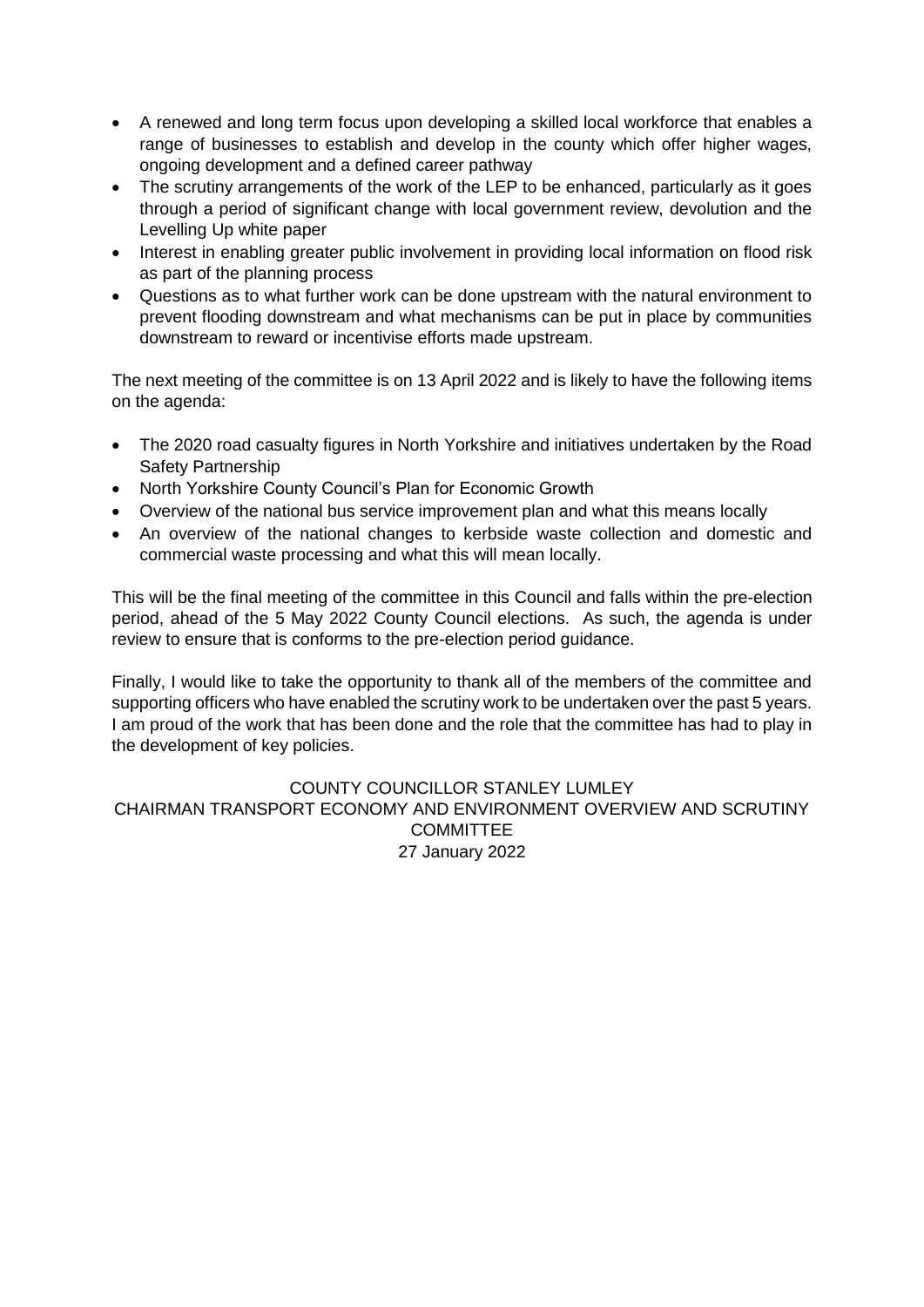- A renewed and long term focus upon developing a skilled local workforce that enables a range of businesses to establish and develop in the county which offer higher wages, ongoing development and a defined career pathway
- The scrutiny arrangements of the work of the LEP to be enhanced, particularly as it goes through a period of significant change with local government review, devolution and the Levelling Up white paper
- Interest in enabling greater public involvement in providing local information on flood risk as part of the planning process
- Questions as to what further work can be done upstream with the natural environment to prevent flooding downstream and what mechanisms can be put in place by communities downstream to reward or incentivise efforts made upstream.

The next meeting of the committee is on 13 April 2022 and is likely to have the following items on the agenda:

- The 2020 road casualty figures in North Yorkshire and initiatives undertaken by the Road Safety Partnership
- North Yorkshire County Council's Plan for Economic Growth
- Overview of the national bus service improvement plan and what this means locally
- An overview of the national changes to kerbside waste collection and domestic and commercial waste processing and what this will mean locally.

This will be the final meeting of the committee in this Council and falls within the pre-election period, ahead of the 5 May 2022 County Council elections. As such, the agenda is under review to ensure that is conforms to the pre-election period guidance.

Finally, I would like to take the opportunity to thank all of the members of the committee and supporting officers who have enabled the scrutiny work to be undertaken over the past 5 years. I am proud of the work that has been done and the role that the committee has had to play in the development of key policies.

COUNTY COUNCILLOR STANLEY LUMLEY
CHAIRMAN TRANSPORT ECONOMY AND ENVIRONMENT OVERVIEW AND SCRUTINY COMMITTEE
27 January 2022